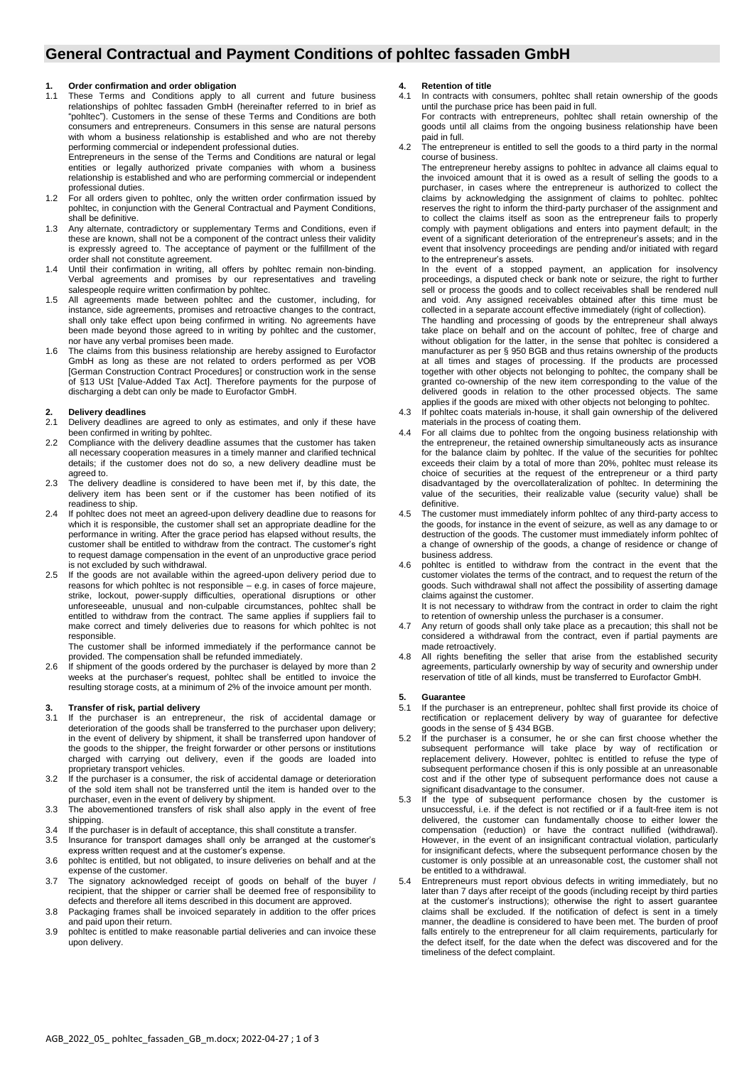# General Contractual and Payment Conditions of pohltec fassaden GmbH

## 1. Order confirmation and order obligation

1.1 These Terms and Conditions apply to all current and future business relationships of pohltec fassaden GmbH (hereinafter referred to in brief as "pohltec"). Customers in the sense of these Terms and Conditions are both consumers and entrepreneurs. Consumers in this sense are natural persons with whom a business relationship is established and who are not thereby performing commercial or independent professional duties.
Entrepreneurs in the sense of the Terms and Conditions are natural or legal entities or legally authorized private companies with whom a business relationship is established and who are performing commercial or independent professional duties.

1.2 For all orders given to pohltec, only the written order confirmation issued by pohltec, in conjunction with the General Contractual and Payment Conditions, shall be definitive.

1.3 Any alternate, contradictory or supplementary Terms and Conditions, even if these are known, shall not be a component of the contract unless their validity is expressly agreed to. The acceptance of payment or the fulfillment of the order shall not constitute agreement.

1.4 Until their confirmation in writing, all offers by pohltec remain non-binding. Verbal agreements and promises by our representatives and traveling salespeople require written confirmation by pohltec.

1.5 All agreements made between pohltec and the customer, including, for instance, side agreements, promises and retroactive changes to the contract, shall only take effect upon being confirmed in writing. No agreements have been made beyond those agreed to in writing by pohltec and the customer, nor have any verbal promises been made.

1.6 The claims from this business relationship are hereby assigned to Eurofactor GmbH as long as these are not related to orders performed as per VOB [German Construction Contract Procedures] or construction work in the sense of §13 USt [Value-Added Tax Act]. Therefore payments for the purpose of discharging a debt can only be made to Eurofactor GmbH.

## 2. Delivery deadlines

2.1 Delivery deadlines are agreed to only as estimates, and only if these have been confirmed in writing by pohltec.

2.2 Compliance with the delivery deadline assumes that the customer has taken all necessary cooperation measures in a timely manner and clarified technical details; if the customer does not do so, a new delivery deadline must be agreed to.

2.3 The delivery deadline is considered to have been met if, by this date, the delivery item has been sent or if the customer has been notified of its readiness to ship.

2.4 If pohltec does not meet an agreed-upon delivery deadline due to reasons for which it is responsible, the customer shall set an appropriate deadline for the performance in writing. After the grace period has elapsed without results, the customer shall be entitled to withdraw from the contract. The customer's right to request damage compensation in the event of an unproductive grace period is not excluded by such withdrawal.

2.5 If the goods are not available within the agreed-upon delivery period due to reasons for which pohltec is not responsible – e.g. in cases of force majeure, strike, lockout, power-supply difficulties, operational disruptions or other unforeseeable, unusual and non-culpable circumstances, pohltec shall be entitled to withdraw from the contract. The same applies if suppliers fail to make correct and timely deliveries due to reasons for which pohltec is not responsible.
The customer shall be informed immediately if the performance cannot be provided. The compensation shall be refunded immediately.

2.6 If shipment of the goods ordered by the purchaser is delayed by more than 2 weeks at the purchaser's request, pohltec shall be entitled to invoice the resulting storage costs, at a minimum of 2% of the invoice amount per month.

## 3. Transfer of risk, partial delivery

3.1 If the purchaser is an entrepreneur, the risk of accidental damage or deterioration of the goods shall be transferred to the purchaser upon delivery; in the event of delivery by shipment, it shall be transferred upon handover of the goods to the shipper, the freight forwarder or other persons or institutions charged with carrying out delivery, even if the goods are loaded into proprietary transport vehicles.

3.2 If the purchaser is a consumer, the risk of accidental damage or deterioration of the sold item shall not be transferred until the item is handed over to the purchaser, even in the event of delivery by shipment.

3.3 The abovementioned transfers of risk shall also apply in the event of free shipping.

3.4 If the purchaser is in default of acceptance, this shall constitute a transfer.

3.5 Insurance for transport damages shall only be arranged at the customer's express written request and at the customer's expense.

3.6 pohltec is entitled, but not obligated, to insure deliveries on behalf and at the expense of the customer.

3.7 The signatory acknowledged receipt of goods on behalf of the buyer / recipient, that the shipper or carrier shall be deemed free of responsibility to defects and therefore all items described in this document are approved.

3.8 Packaging frames shall be invoiced separately in addition to the offer prices and paid upon their return.

3.9 pohltec is entitled to make reasonable partial deliveries and can invoice these upon delivery.

## 4. Retention of title

4.1 In contracts with consumers, pohltec shall retain ownership of the goods until the purchase price has been paid in full.
For contracts with entrepreneurs, pohltec shall retain ownership of the goods until all claims from the ongoing business relationship have been paid in full.

4.2 The entrepreneur is entitled to sell the goods to a third party in the normal course of business.
The entrepreneur hereby assigns to pohltec in advance all claims equal to the invoiced amount that it is owed as a result of selling the goods to a purchaser, in cases where the entrepreneur is authorized to collect the claims by acknowledging the assignment of claims to pohltec. pohltec reserves the right to inform the third-party purchaser of the assignment and to collect the claims itself as soon as the entrepreneur fails to properly comply with payment obligations and enters into payment default; in the event of a significant deterioration of the entrepreneur's assets; and in the event that insolvency proceedings are pending and/or initiated with regard to the entrepreneur's assets.
In the event of a stopped payment, an application for insolvency proceedings, a disputed check or bank note or seizure, the right to further sell or process the goods and to collect receivables shall be rendered null and void. Any assigned receivables obtained after this time must be collected in a separate account effective immediately (right of collection).
The handling and processing of goods by the entrepreneur shall always take place on behalf and on the account of pohltec, free of charge and without obligation for the latter, in the sense that pohltec is considered a manufacturer as per § 950 BGB and thus retains ownership of the products at all times and stages of processing. If the products are processed together with other objects not belonging to pohltec, the company shall be granted co-ownership of the new item corresponding to the value of the delivered goods in relation to the other processed objects. The same applies if the goods are mixed with other objects not belonging to pohltec.

4.3 If pohltec coats materials in-house, it shall gain ownership of the delivered materials in the process of coating them.

4.4 For all claims due to pohltec from the ongoing business relationship with the entrepreneur, the retained ownership simultaneously acts as insurance for the balance claim by pohltec. If the value of the securities for pohltec exceeds their claim by a total of more than 20%, pohltec must release its choice of securities at the request of the entrepreneur or a third party disadvantaged by the overcollateralization of pohltec. In determining the value of the securities, their realizable value (security value) shall be definitive.

4.5 The customer must immediately inform pohltec of any third-party access to the goods, for instance in the event of seizure, as well as any damage to or destruction of the goods. The customer must immediately inform pohltec of a change of ownership of the goods, a change of residence or change of business address.

4.6 pohltec is entitled to withdraw from the contract in the event that the customer violates the terms of the contract, and to request the return of the goods. Such withdrawal shall not affect the possibility of asserting damage claims against the customer.
It is not necessary to withdraw from the contract in order to claim the right to retention of ownership unless the purchaser is a consumer.

4.7 Any return of goods shall only take place as a precaution; this shall not be considered a withdrawal from the contract, even if partial payments are made retroactively.

4.8 All rights benefiting the seller that arise from the established security agreements, particularly ownership by way of security and ownership under reservation of title of all kinds, must be transferred to Eurofactor GmbH.

## 5. Guarantee

5.1 If the purchaser is an entrepreneur, pohltec shall first provide its choice of rectification or replacement delivery by way of guarantee for defective goods in the sense of § 434 BGB.

5.2 If the purchaser is a consumer, he or she can first choose whether the subsequent performance will take place by way of rectification or replacement delivery. However, pohltec is entitled to refuse the type of subsequent performance chosen if this is only possible at an unreasonable cost and if the other type of subsequent performance does not cause a significant disadvantage to the consumer.

5.3 If the type of subsequent performance chosen by the customer is unsuccessful, i.e. if the defect is not rectified or if a fault-free item is not delivered, the customer can fundamentally choose to either lower the compensation (reduction) or have the contract nullified (withdrawal). However, in the event of an insignificant contractual violation, particularly for insignificant defects, where the subsequent performance chosen by the customer is only possible at an unreasonable cost, the customer shall not be entitled to a withdrawal.

5.4 Entrepreneurs must report obvious defects in writing immediately, but no later than 7 days after receipt of the goods (including receipt by third parties at the customer's instructions); otherwise the right to assert guarantee claims shall be excluded. If the notification of defect is sent in a timely manner, the deadline is considered to have been met. The burden of proof falls entirely to the entrepreneur for all claim requirements, particularly for the defect itself, for the date when the defect was discovered and for the timeliness of the defect complaint.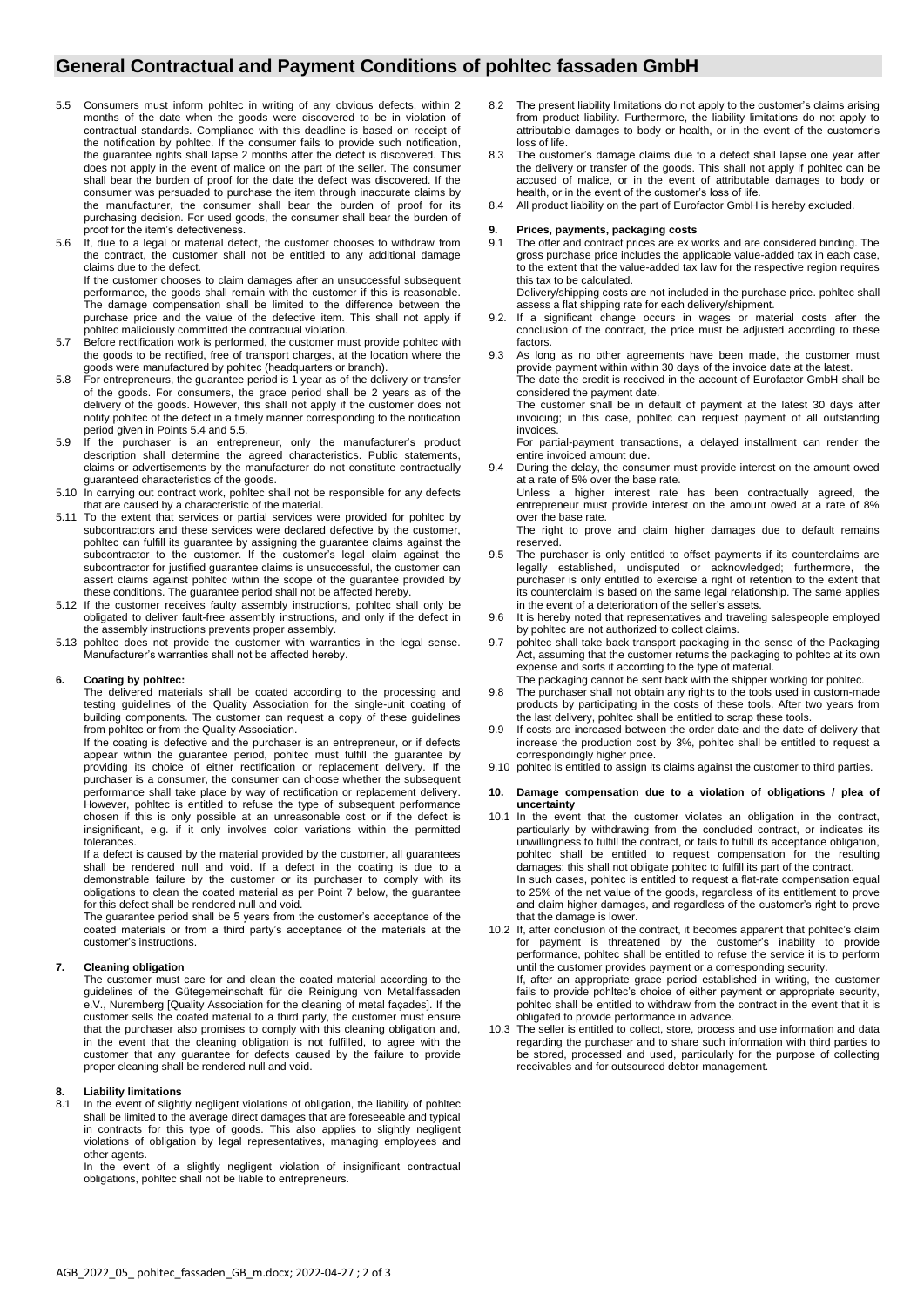# General Contractual and Payment Conditions of pohltec fassaden GmbH

5.5 Consumers must inform pohltec in writing of any obvious defects, within 2 months of the date when the goods were discovered to be in violation of contractual standards. Compliance with this deadline is based on receipt of the notification by pohltec. If the consumer fails to provide such notification, the guarantee rights shall lapse 2 months after the defect is discovered. This does not apply in the event of malice on the part of the seller. The consumer shall bear the burden of proof for the date the defect was discovered. If the consumer was persuaded to purchase the item through inaccurate claims by the manufacturer, the consumer shall bear the burden of proof for its purchasing decision. For used goods, the consumer shall bear the burden of proof for the item's defectiveness.

5.6 If, due to a legal or material defect, the customer chooses to withdraw from the contract, the customer shall not be entitled to any additional damage claims due to the defect.
If the customer chooses to claim damages after an unsuccessful subsequent performance, the goods shall remain with the customer if this is reasonable. The damage compensation shall be limited to the difference between the purchase price and the value of the defective item. This shall not apply if pohltec maliciously committed the contractual violation.

5.7 Before rectification work is performed, the customer must provide pohltec with the goods to be rectified, free of transport charges, at the location where the goods were manufactured by pohltec (headquarters or branch).

5.8 For entrepreneurs, the guarantee period is 1 year as of the delivery or transfer of the goods. For consumers, the grace period shall be 2 years as of the delivery of the goods. However, this shall not apply if the customer does not notify pohltec of the defect in a timely manner corresponding to the notification period given in Points 5.4 and 5.5.

5.9 If the purchaser is an entrepreneur, only the manufacturer's product description shall determine the agreed characteristics. Public statements, claims or advertisements by the manufacturer do not constitute contractually guaranteed characteristics of the goods.

5.10 In carrying out contract work, pohltec shall not be responsible for any defects that are caused by a characteristic of the material.

5.11 To the extent that services or partial services were provided for pohltec by subcontractors and these services were declared defective by the customer, pohltec can fulfill its guarantee by assigning the guarantee claims against the subcontractor to the customer. If the customer's legal claim against the subcontractor for justified guarantee claims is unsuccessful, the customer can assert claims against pohltec within the scope of the guarantee provided by these conditions. The guarantee period shall not be affected hereby.

5.12 If the customer receives faulty assembly instructions, pohltec shall only be obligated to deliver fault-free assembly instructions, and only if the defect in the assembly instructions prevents proper assembly.

5.13 pohltec does not provide the customer with warranties in the legal sense. Manufacturer's warranties shall not be affected hereby.

## 6. Coating by pohltec:

The delivered materials shall be coated according to the processing and testing guidelines of the Quality Association for the single-unit coating of building components. The customer can request a copy of these guidelines from pohltec or from the Quality Association.

If the coating is defective and the purchaser is an entrepreneur, or if defects appear within the guarantee period, pohltec must fulfill the guarantee by providing its choice of either rectification or replacement delivery. If the purchaser is a consumer, the consumer can choose whether the subsequent performance shall take place by way of rectification or replacement delivery. However, pohltec is entitled to refuse the type of subsequent performance chosen if this is only possible at an unreasonable cost or if the defect is insignificant, e.g. if it only involves color variations within the permitted tolerances.

If a defect is caused by the material provided by the customer, all guarantees shall be rendered null and void. If a defect in the coating is due to a demonstrable failure by the customer or its purchaser to comply with its obligations to clean the coated material as per Point 7 below, the guarantee for this defect shall be rendered null and void.

The guarantee period shall be 5 years from the customer's acceptance of the coated materials or from a third party's acceptance of the materials at the customer's instructions.

## 7. Cleaning obligation

The customer must care for and clean the coated material according to the guidelines of the Gütegemeinschaft für die Reinigung von Metallfassaden e.V., Nuremberg [Quality Association for the cleaning of metal façades]. If the customer sells the coated material to a third party, the customer must ensure that the purchaser also promises to comply with this cleaning obligation and, in the event that the cleaning obligation is not fulfilled, to agree with the customer that any guarantee for defects caused by the failure to provide proper cleaning shall be rendered null and void.

## 8. Liability limitations

8.1 In the event of slightly negligent violations of obligation, the liability of pohltec shall be limited to the average direct damages that are foreseeable and typical in contracts for this type of goods. This also applies to slightly negligent violations of obligation by legal representatives, managing employees and other agents.
In the event of a slightly negligent violation of insignificant contractual obligations, pohltec shall not be liable to entrepreneurs.

8.2 The present liability limitations do not apply to the customer's claims arising from product liability. Furthermore, the liability limitations do not apply to attributable damages to body or health, or in the event of the customer's loss of life.

8.3 The customer's damage claims due to a defect shall lapse one year after the delivery or transfer of the goods. This shall not apply if pohltec can be accused of malice, or in the event of attributable damages to body or health, or in the event of the customer's loss of life.

8.4 All product liability on the part of Eurofactor GmbH is hereby excluded.

## 9. Prices, payments, packaging costs

9.1 The offer and contract prices are ex works and are considered binding. The gross purchase price includes the applicable value-added tax in each case, to the extent that the value-added tax law for the respective region requires this tax to be calculated.
Delivery/shipping costs are not included in the purchase price. pohltec shall assess a flat shipping rate for each delivery/shipment.

9.2. If a significant change occurs in wages or material costs after the conclusion of the contract, the price must be adjusted according to these factors.

9.3 As long as no other agreements have been made, the customer must provide payment within within 30 days of the invoice date at the latest.
The date the credit is received in the account of Eurofactor GmbH shall be considered the payment date.
The customer shall be in default of payment at the latest 30 days after invoicing; in this case, pohltec can request payment of all outstanding invoices.
For partial-payment transactions, a delayed installment can render the entire invoiced amount due.

9.4 During the delay, the consumer must provide interest on the amount owed at a rate of 5% over the base rate.
Unless a higher interest rate has been contractually agreed, the entrepreneur must provide interest on the amount owed at a rate of 8% over the base rate.
The right to prove and claim higher damages due to default remains reserved.

9.5 The purchaser is only entitled to offset payments if its counterclaims are legally established, undisputed or acknowledged; furthermore, the purchaser is only entitled to exercise a right of retention to the extent that its counterclaim is based on the same legal relationship. The same applies in the event of a deterioration of the seller's assets.

9.6 It is hereby noted that representatives and traveling salespeople employed by pohltec are not authorized to collect claims.

9.7 pohltec shall take back transport packaging in the sense of the Packaging Act, assuming that the customer returns the packaging to pohltec at its own expense and sorts it according to the type of material.
The packaging cannot be sent back with the shipper working for pohltec.

9.8 The purchaser shall not obtain any rights to the tools used in custom-made products by participating in the costs of these tools. After two years from the last delivery, pohltec shall be entitled to scrap these tools.

9.9 If costs are increased between the order date and the date of delivery that increase the production cost by 3%, pohltec shall be entitled to request a correspondingly higher price.

9.10 pohltec is entitled to assign its claims against the customer to third parties.

## 10. Damage compensation due to a violation of obligations / plea of uncertainty

10.1 In the event that the customer violates an obligation in the contract, particularly by withdrawing from the concluded contract, or indicates its unwillingness to fulfill the contract, or fails to fulfill its acceptance obligation, pohltec shall be entitled to request compensation for the resulting damages; this shall not obligate pohltec to fulfill its part of the contract.
In such cases, pohltec is entitled to request a flat-rate compensation equal to 25% of the net value of the goods, regardless of its entitlement to prove and claim higher damages, and regardless of the customer's right to prove that the damage is lower.

10.2 If, after conclusion of the contract, it becomes apparent that pohltec's claim for payment is threatened by the customer's inability to provide performance, pohltec shall be entitled to refuse the service it is to perform until the customer provides payment or a corresponding security.
If, after an appropriate grace period established in writing, the customer fails to provide pohltec's choice of either payment or appropriate security, pohltec shall be entitled to withdraw from the contract in the event that it is obligated to provide performance in advance.

10.3 The seller is entitled to collect, store, process and use information and data regarding the purchaser and to share such information with third parties to be stored, processed and used, particularly for the purpose of collecting receivables and for outsourced debtor management.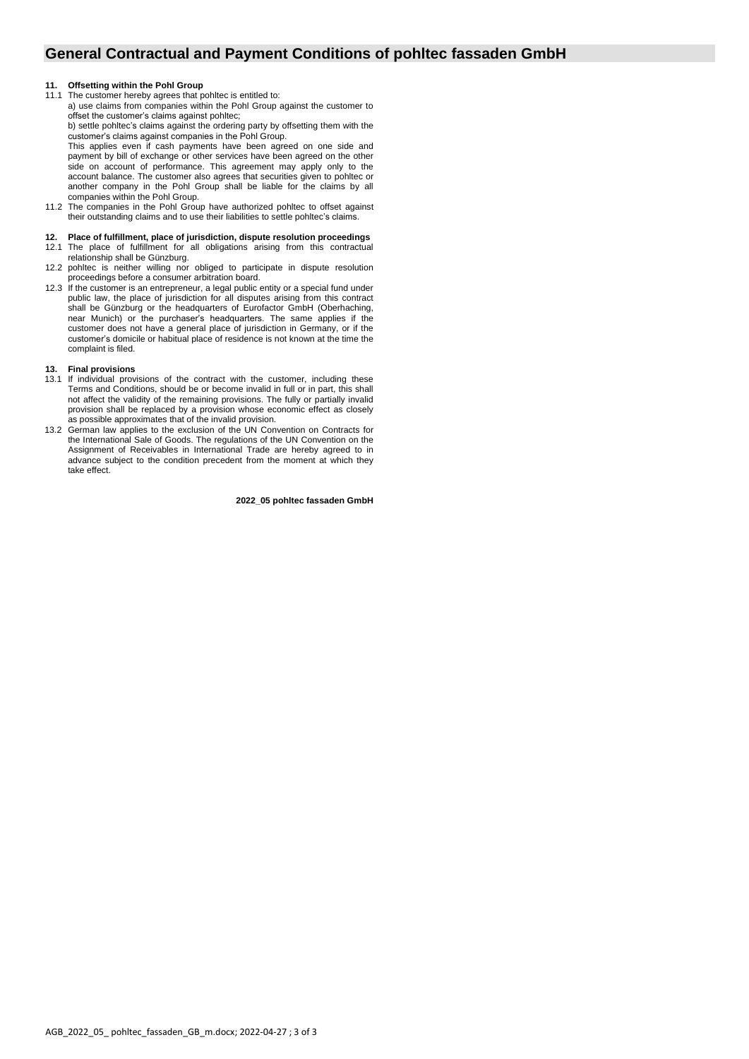# General Contractual and Payment Conditions of pohltec fassaden GmbH

**11. Offsetting within the Pohl Group**

11.1 The customer hereby agrees that pohltec is entitled to:
a) use claims from companies within the Pohl Group against the customer to offset the customer's claims against pohltec;
b) settle pohltec's claims against the ordering party by offsetting them with the customer's claims against companies in the Pohl Group.
This applies even if cash payments have been agreed on one side and payment by bill of exchange or other services have been agreed on the other side on account of performance. This agreement may apply only to the account balance. The customer also agrees that securities given to pohltec or another company in the Pohl Group shall be liable for the claims by all companies within the Pohl Group.

11.2 The companies in the Pohl Group have authorized pohltec to offset against their outstanding claims and to use their liabilities to settle pohltec's claims.

**12. Place of fulfillment, place of jurisdiction, dispute resolution proceedings**

12.1 The place of fulfillment for all obligations arising from this contractual relationship shall be Günzburg.

12.2 pohltec is neither willing nor obliged to participate in dispute resolution proceedings before a consumer arbitration board.

12.3 If the customer is an entrepreneur, a legal public entity or a special fund under public law, the place of jurisdiction for all disputes arising from this contract shall be Günzburg or the headquarters of Eurofactor GmbH (Oberhaching, near Munich) or the purchaser's headquarters. The same applies if the customer does not have a general place of jurisdiction in Germany, or if the customer's domicile or habitual place of residence is not known at the time the complaint is filed.

**13. Final provisions**

13.1 If individual provisions of the contract with the customer, including these Terms and Conditions, should be or become invalid in full or in part, this shall not affect the validity of the remaining provisions. The fully or partially invalid provision shall be replaced by a provision whose economic effect as closely as possible approximates that of the invalid provision.

13.2 German law applies to the exclusion of the UN Convention on Contracts for the International Sale of Goods. The regulations of the UN Convention on the Assignment of Receivables in International Trade are hereby agreed to in advance subject to the condition precedent from the moment at which they take effect.

**2022_05 pohltec fassaden GmbH**